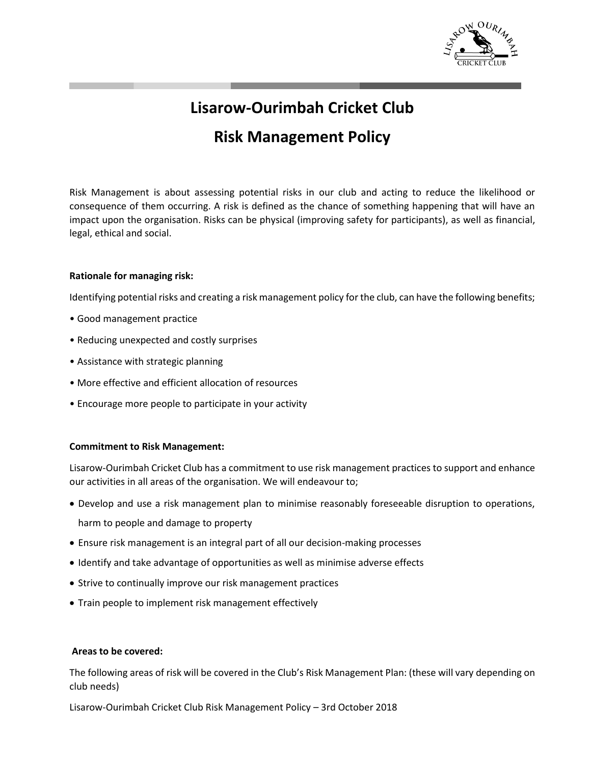# Lisarow-Ourimbah Cricket Club

## Risk Management Policy

Risk Management is about assessing potential risks in our club and acting to reduce the likelihood or consequence of them occurring. A risk is defined as the chance of something happening that will have an impact upon the organisation. Risks can be physical (improving safety for participants), as well as financial, legal, ethical and social.

**Rationale for managing risk:**

Identifying potential risks and creating a risk management policy for the club, can have the following benefits;

- Good management practice
- Reducing unexpected and costly surprises
- Assistance with strategic planning
- More effective and efficient allocation of resources
- Encourage more people to participate in your activity

**Commitment to Risk Management:**

Lisarow-Ourimbah Cricket Club has a commitment to use risk management practices to support and enhance our activities in all areas of the organisation. We will endeavour to;

- Develop and use a risk management plan to minimise reasonably foreseeable disruption to operations, harm to people and damage to property
- Ensure risk management is an integral part of all our decision-making processes
- Identify and take advantage of opportunities as well as minimise adverse effects
- Strive to continually improve our risk management practices
- Train people to implement risk management effectively

**Areas to be covered:**

The following areas of risk will be covered in the Club's Risk Management Plan: (these will vary depending on club needs)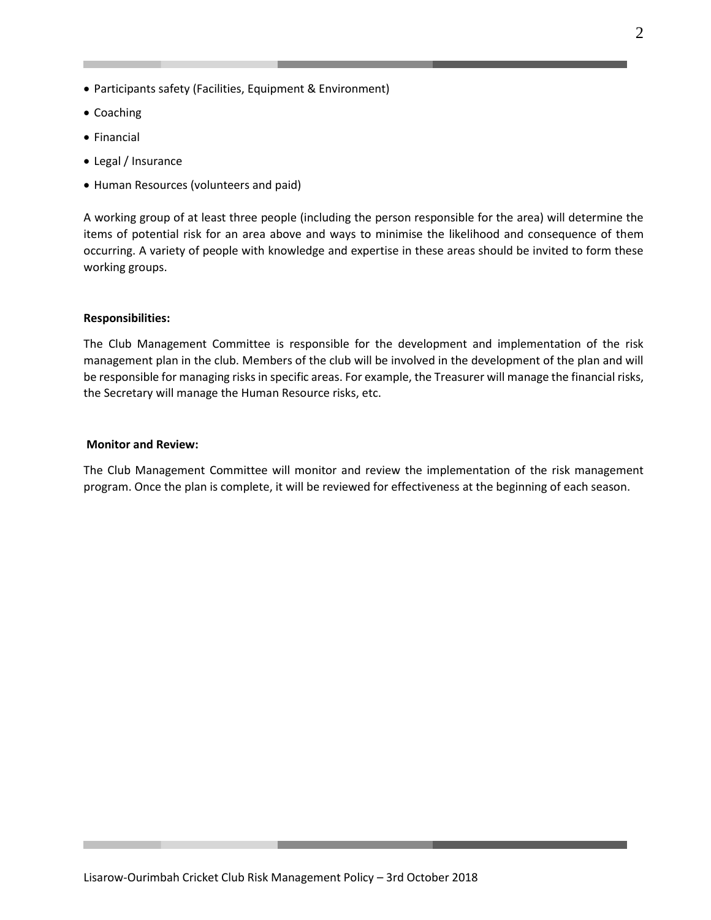- Participants safety (Facilities, Equipment & Environment)
- Coaching
- Financial
- Legal / Insurance
- Human Resources (volunteers and paid)

A working group of at least three people (including the person responsible for the area) will determine the items of potential risk for an area above and ways to minimise the likelihood and consequence of them occurring. A variety of people with knowledge and expertise in these areas should be invited to form these working groups.

**Responsibilities:**

The Club Management Committee is responsible for the development and implementation of the risk management plan in the club. Members of the club will be involved in the development of the plan and will be responsible for managing risks in specific areas. For example, the Treasurer will manage the financial risks, the Secretary will manage the Human Resource risks, etc.

**Monitor and Review:**

The Club Management Committee will monitor and review the implementation of the risk management program. Once the plan is complete, it will be reviewed for effectiveness at the beginning of each season.